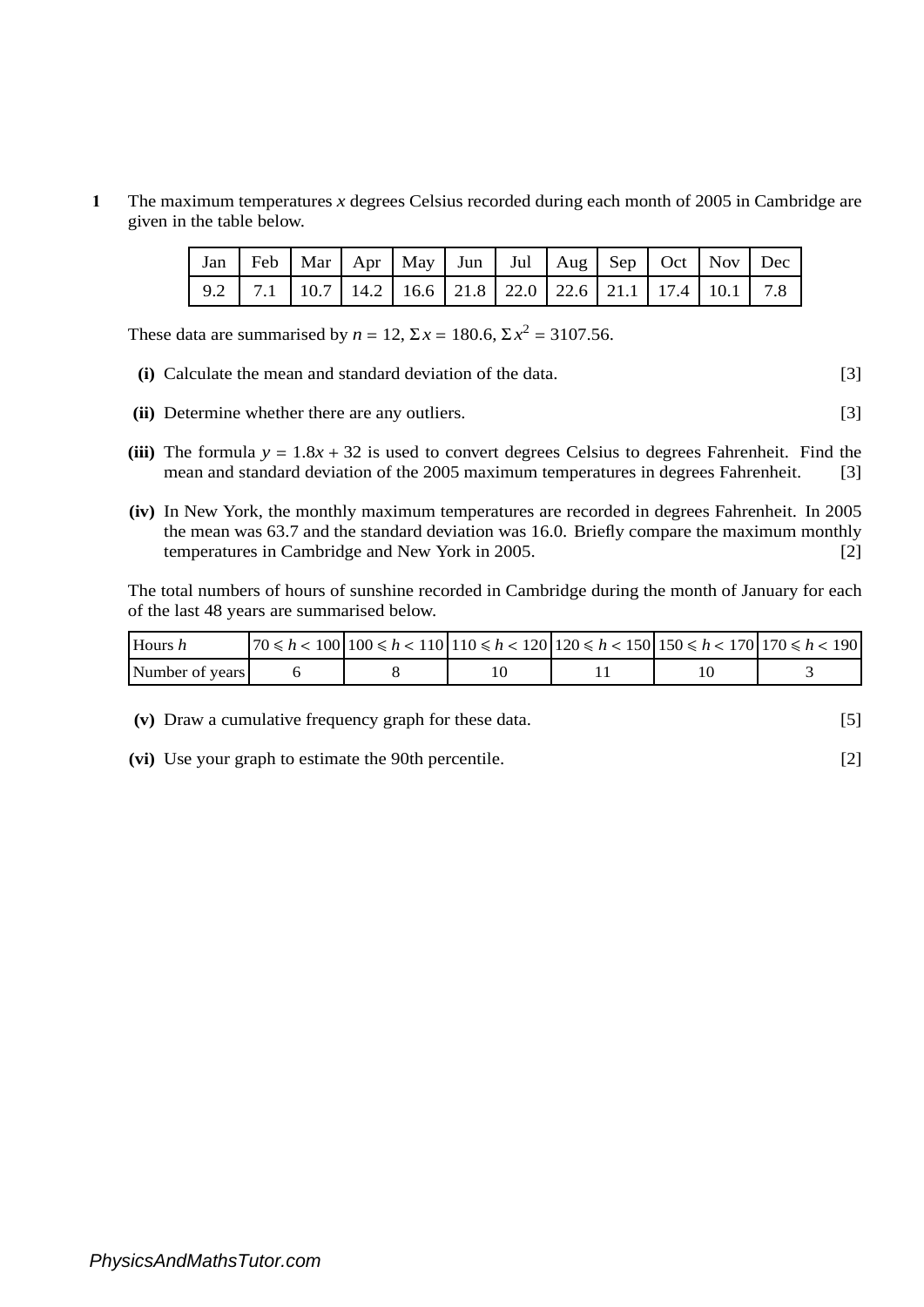**1** The maximum temperatures $x$ degrees Celsius recorded during each month of 2005 in Cambridge are given in the table below.

| Jan | Feb | Mar | Apr | May | Jun | Jul | Aug | Sep | Oct | Nov | Dec |
|---|---|---|---|---|---|---|---|---|---|---|---|
| 9.2 | 7.1 | 10.7 | 14.2 | 16.6 | 21.8 | 22.0 | 22.6 | 21.1 | 17.4 | 10.1 | 7.8 |

These data are summarised by $n = 12$, $\Sigma x = 180.6$, $\Sigma x^2 = 3107.56$.

**(i)** Calculate the mean and standard deviation of the data. [3]

**(ii)** Determine whether there are any outliers. [3]

**(iii)** The formula $y = 1.8x + 32$ is used to convert degrees Celsius to degrees Fahrenheit. Find the mean and standard deviation of the 2005 maximum temperatures in degrees Fahrenheit. [3]

**(iv)** In New York, the monthly maximum temperatures are recorded in degrees Fahrenheit. In 2005 the mean was 63.7 and the standard deviation was 16.0. Briefly compare the maximum monthly temperatures in Cambridge and New York in 2005. [2]

The total numbers of hours of sunshine recorded in Cambridge during the month of January for each of the last 48 years are summarised below.

| Hours $h$ | $70 \leqslant h < 100$ | $100 \leqslant h < 110$ | $110 \leqslant h < 120$ | $120 \leqslant h < 150$ | $150 \leqslant h < 170$ | $170 \leqslant h < 190$ |
|---|---|---|---|---|---|---|
| Number of years | 6 | 8 | 10 | 11 | 10 | 3 |

**(v)** Draw a cumulative frequency graph for these data. [5]

**(vi)** Use your graph to estimate the 90th percentile. [2]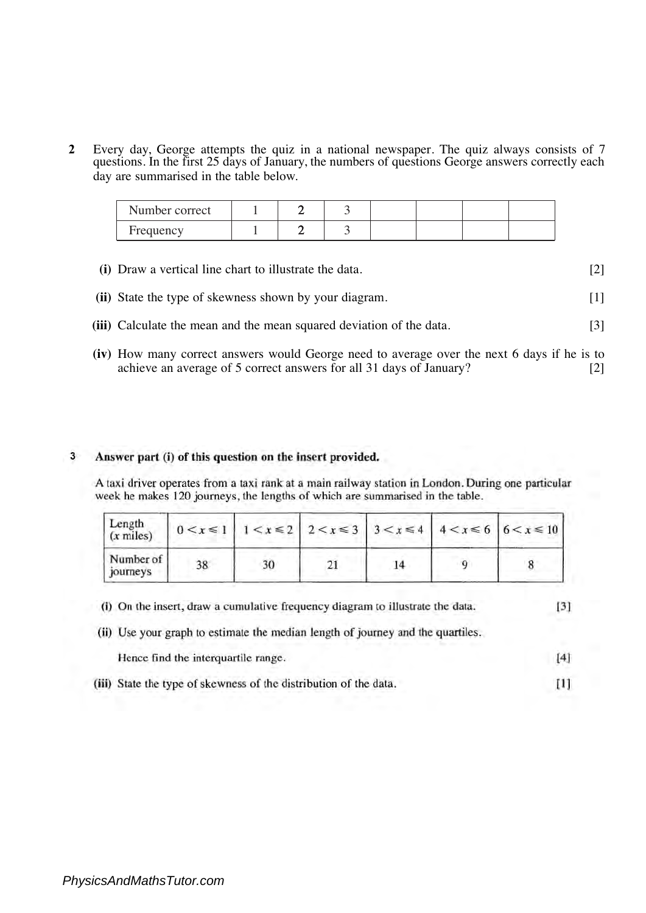**2** Every day, George attempts the quiz in a national newspaper. The quiz always consists of 7 questions. In the first 25 days of January, the numbers of questions George answers correctly each day are summarised in the table below.

| | | | | | | | |
|---|---|---|---|---|---|---|---|
| Number correct | 1 | 2 | 3 | | | | |
| Frequency | 1 | 2 | 3 | | | | |

**(i)** Draw a vertical line chart to illustrate the data. [2]

**(ii)** State the type of skewness shown by your diagram. [1]

**(iii)** Calculate the mean and the mean squared deviation of the data. [3]

**(iv)** How many correct answers would George need to average over the next 6 days if he is to achieve an average of 5 correct answers for all 31 days of January? [2]

**3** **Answer part (i) of this question on the insert provided.**

A taxi driver operates from a taxi rank at a main railway station in London. During one particular week he makes 120 journeys, the lengths of which are summarised in the table.

| Length ($x$ miles) | $0 < x \leqslant 1$ | $1 < x \leqslant 2$ | $2 < x \leqslant 3$ | $3 < x \leqslant 4$ | $4 < x \leqslant 6$ | $6 < x \leqslant 10$ |
|---|---|---|---|---|---|---|
| Number of journeys | 38 | 30 | 21 | 14 | 9 | 8 |

**(i)** On the insert, draw a cumulative frequency diagram to illustrate the data. [3]

**(ii)** Use your graph to estimate the median length of journey and the quartiles.

Hence find the interquartile range. [4]

**(iii)** State the type of skewness of the distribution of the data. [1]